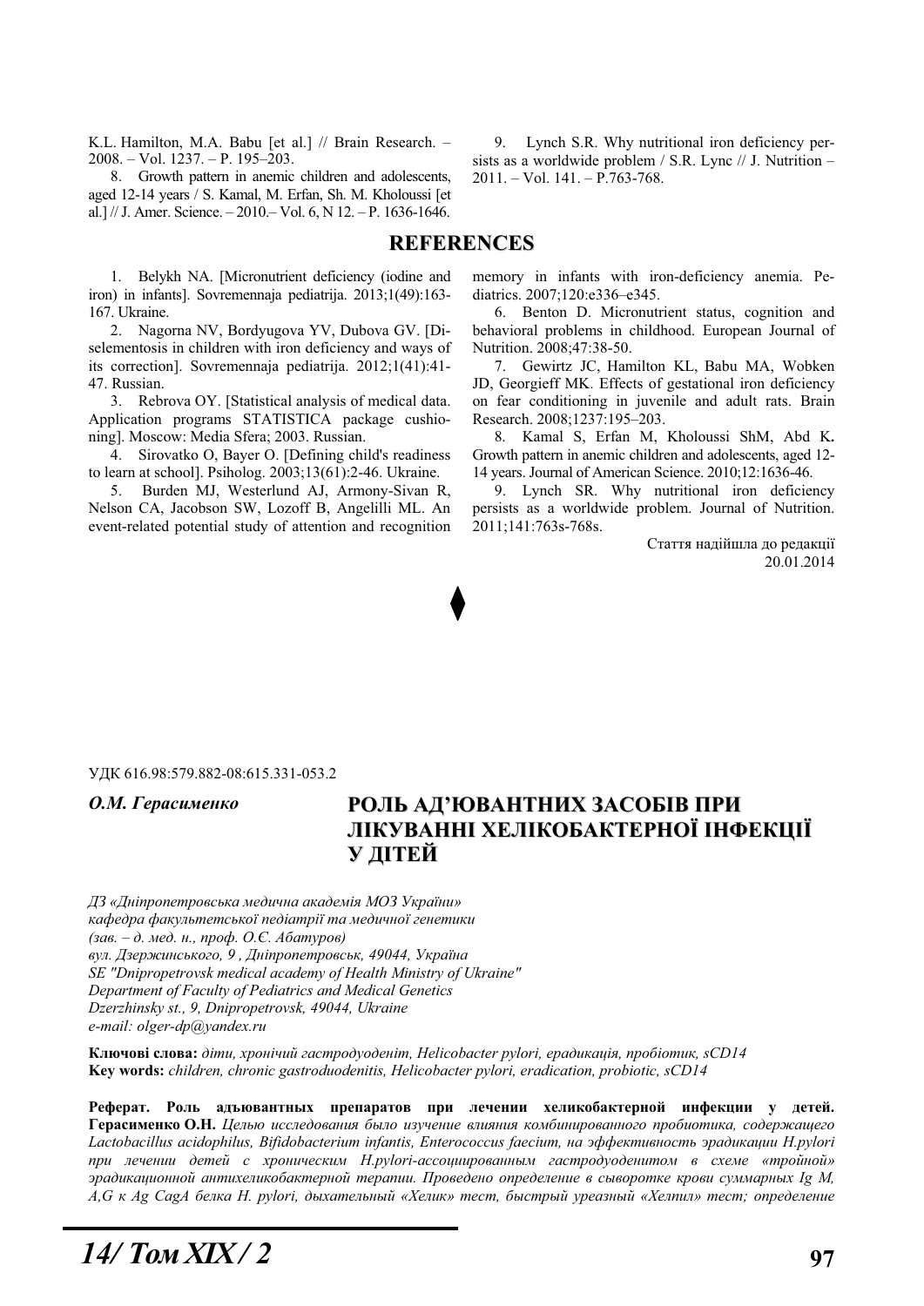K.L. Hamilton, M.A. Babu [et al.] // Brain Research. – 2008. – Vol. 1237. – P. 195–203.

8. Growth pattern in anemic children and adolescents, aged 12-14 years / S. Kamal, M. Erfan, Sh. M. Kholoussi [et al.] // J. Amer. Science. – 2010.– Vol. 6, N 12. – P. 1636-1646.

9. Lynch S.R. Why nutritional iron deficiency persists as a worldwide problem / S.R. Lync // J. Nutrition – 2011. – Vol. 141. – P.763-768.

## REFERENCES

1. Belykh NA. [Micronutrient deficiency (iodine and iron) in infants]. Sovremennaja pediatrija. 2013;1(49):163-167. Ukraine.
2. Nagorna NV, Bordyugova YV, Dubova GV. [Diselementosis in children with iron deficiency and ways of its correction]. Sovremennaja pediatrija. 2012;1(41):41-47. Russian.
3. Rebrova OY. [Statistical analysis of medical data. Application programs STATISTICA package cushioning]. Moscow: Media Sfera; 2003. Russian.
4. Sirovatko O, Bayer O. [Defining child's readiness to learn at school]. Psiholog. 2003;13(61):2-46. Ukraine.
5. Burden MJ, Westerlund AJ, Armony-Sivan R, Nelson CA, Jacobson SW, Lozoff B, Angelilli ML. An event-related potential study of attention and recognition memory in infants with iron-deficiency anemia. Pediatrics. 2007;120:e336–e345.
6. Benton D. Micronutrient status, cognition and behavioral problems in childhood. European Journal of Nutrition. 2008;47:38-50.
7. Gewirtz JC, Hamilton KL, Babu MA, Wobken JD, Georgieff MK. Effects of gestational iron deficiency on fear conditioning in juvenile and adult rats. Brain Research. 2008;1237:195–203.
8. Kamal S, Erfan M, Kholoussi ShM, Abd K**.** Growth pattern in anemic children and adolescents, aged 12-14 years. Journal of American Science. 2010;12:1636-46.
9. Lynch SR. Why nutritional iron deficiency persists as a worldwide problem. Journal of Nutrition. 2011;141:763s-768s.

Стаття надійшла до редакції 20.01.2014

◆

УДК 616.98:579.882-08:615.331-053.2

***О.М. Герасименко***

# РОЛЬ АД'ЮВАНТНИХ ЗАСОБІВ ПРИ ЛІКУВАННІ ХЕЛІКОБАКТЕРНОЇ ІНФЕКЦІЇ У ДІТЕЙ

*ДЗ «Дніпропетровська медична академія МОЗ України»*
*кафедра факультетської педіатрії та медичної генетики*
*(зав. – д. мед. н., проф. О.Є. Абатуров)*
*вул. Дзержинського, 9 , Дніпропетровськ, 49044, Україна*
*SE "Dnipropetrovsk medical academy of Health Ministry of Ukraine"*
*Department of Faculty of Pediatrics and Medical Genetics*
*Dzerzhinsky st., 9, Dnipropetrovsk, 49044, Ukraine*
*e-mail: olger-dp@yandex.ru*

**Ключові слова:** *діти, хронічий гастродуоденіт, Helicobacter pylori, ерадикація, пробіотик, sCD14*
**Key words:** *children, chronic gastroduodenitis, Helicobacter pylori, eradication, probiotic, sCD14*

**Реферат. Роль адъювантных препаратов при лечении хеликобактерной инфекции у детей. Герасименко О.Н.** *Целью исследования было изучение влияния комбинированного пробиотика, содержащего Lactobacillus acidophilus, Bifidobacterium infantis, Enterococcus faecium, на эффективность эрадикации H.pylori при лечении детей с хроническим H.pylori-ассоциированным гастродуоденитом в схеме «тройной» эрадикационной антихеликобактерной терапии. Проведено определение в сыворотке крови суммарных Ig M, A,G к Ag CagA белка H. pylori, дыхательный «Хелик» тест, быстрый уреазный «Хелпил» тест; определение*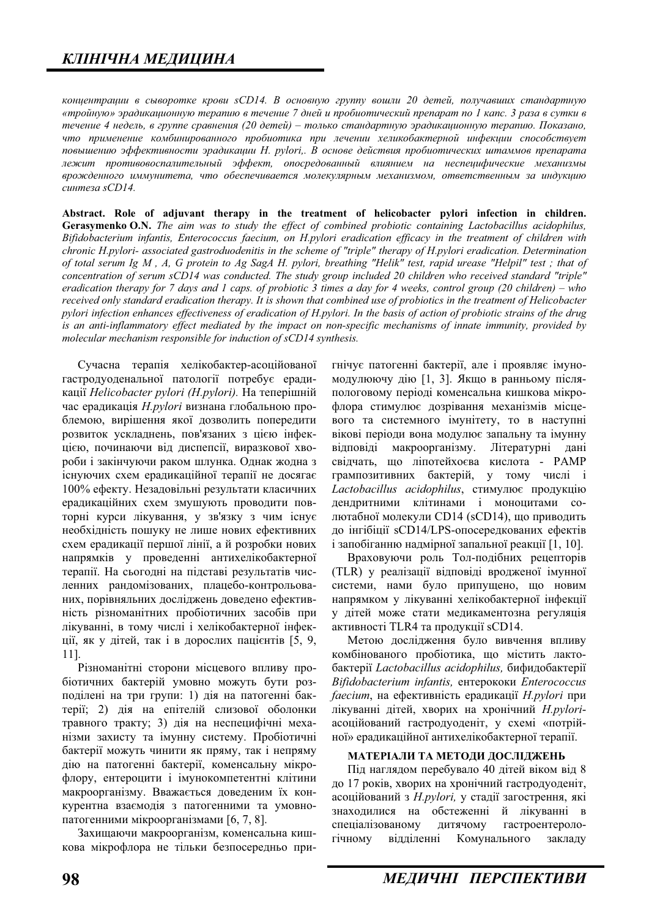*концентрации в сыворотке крови sCD14. В основную группу вошли 20 детей, получавших стандартную «тройную» эрадикационную терапию в течение 7 дней и пробиотический препарат по 1 капс. 3 раза в сутки в течение 4 недель, в группе сравнения (20 детей) – только стандартную эрадикационную терапию. Показано, что применение комбинированного пробиотика при лечении хеликобактерной инфекции способствует повышению эффективности эрадикации H. pylori,. В основе действия пробиотических штаммов препарата лежит противовоспалительный эффект, опосредованный влиянием на неспецифические механизмы врожденного иммунитета, что обеспечивается молекулярным механизмом, ответственным за индукцию синтеза sCD14.*

**Abstract. Role of adjuvant therapy in the treatment of helicobacter pylori infection in children. Gerasymenko O.N.** *The aim was to study the effect of combined probiotic containing Lactobacillus acidophilus, Bifidobacterium infantis, Enterococcus faecium, on H.pylori eradication efficacy in the treatment of children with chronic H.pylori- associated gastroduodenitis in the scheme of "triple" therapy of H.pylori eradication. Determination of total serum Ig M , A, G protein to Ag SagA H. pylori, breathing "Helik" test, rapid urease "Helpil" test ; that of concentration of serum sCD14 was conducted. The study group included 20 children who received standard "triple" eradication therapy for 7 days and 1 caps. of probiotic 3 times a day for 4 weeks, control group (20 children) – who received only standard eradication therapy. It is shown that combined use of probiotics in the treatment of Helicobacter pylori infection enhances effectiveness of eradication of H.pylori. In the basis of action of probiotic strains of the drug is an anti-inflammatory effect mediated by the impact on non-specific mechanisms of innate immunity, provided by molecular mechanism responsible for induction of sCD14 synthesis.*

Сучасна терапія хелікобактер-асоційованої гастродуоденальної патології потребує ерадикації *Helicobacter pylori (H.pylori).* На теперішній час ерадикація *H.pylori* визнана глобальною проблемою, вирішення якої дозволить попередити розвиток ускладнень, пов'язаних з цією інфекцією, починаючи від диспепсії, виразкової хвороби і закінчуючи раком шлунка. Однак жодна з існуючих схем ерадикаційної терапії не досягає 100% ефекту. Незадовільні результати класичних ерадикаційних схем змушують проводити повторні курси лікування, у зв'язку з чим існує необхідність пошуку не лише нових ефективних схем ерадикації першої лінії, а й розробки нових напрямків у проведенні антихелікобактерної терапії. На сьогодні на підставі результатів численних рандомізованих, плацебо-контрольованих, порівняльних досліджень доведено ефективність різноманітних пробіотичних засобів при лікуванні, в тому числі і хелікобактерної інфекції, як у дітей, так і в дорослих пацієнтів [5, 9, 11].

Різноманітні сторони місцевого впливу пробіотичних бактерій умовно можуть бути розподілені на три групи: 1) дія на патогенні бактерії; 2) дія на епітелій слизової оболонки травного тракту; 3) дія на неспецифічні механізми захисту та імунну систему. Пробіотичні бактерії можуть чинити як пряму, так і непряму дію на патогенні бактерії, коменсальну мікрофлору, ентероцити і імунокомпетентні клітини макроорганізму. Вважається доведеним їх конкурентна взаємодія з патогенними та умовно-патогенними мікроорганізмами [6, 7, 8].

Захищаючи макроорганізм, коменсальна кишкова мікрофлора не тільки безпосередньо пригнічує патогенні бактерії, але і проявляє імуномодулюючу дію [1, 3]. Якщо в ранньому післяпологовому періоді коменсальна кишкова мікрофлора стимулює дозрівання механізмів місцевого та системного імунітету, то в наступні вікові періоди вона модулює запальну та імунну відповіді макроорганізму. Літературні дані свідчать, що ліпотейхоєва кислота - PAMP грампозитивних бактерій, у тому числі і *Lactobacillus acidophilus*, стимулює продукцію дендритними клітинами і моноцитами солютабної молекули CD14 (sCD14), що приводить до інгібіції sCD14/LPS-опосередкованих ефектів і запобіганню надмірної запальної реакції [1, 10].

Враховуючи роль Тол-подібних рецепторів (TLR) у реалізації відповіді вродженої імунної системи, нами було припущено, що новим напрямком у лікуванні хелікобактерної інфекції у дітей може стати медикаментозна регуляція активності TLR4 та продукції sCD14.

Метою дослідження було вивчення впливу комбінованого пробіотика, що містить лактобактерії *Lactobacillus acidophilus,* бифидобактерії *Bifidobacterium infantis,* ентерококи *Enterococcus faecium*, на ефективність ерадикації *H.pylori* при лікуванні дітей, хворих на хронічний *H.pylori*-асоційований гастродуоденіт, у схемі «потрійної» ерадикаційної антихелікобактерної терапії.

## МАТЕРІАЛИ ТА МЕТОДИ ДОСЛІДЖЕНЬ

Під наглядом перебувало 40 дітей віком від 8 до 17 років, хворих на хронічний гастродуоденіт, асоційований з *H.pylori,* у стадії загострення, які знаходилися на обстеженні й лікуванні в спеціалізованому дитячому гастроентерологічному відділенні Комунального закладу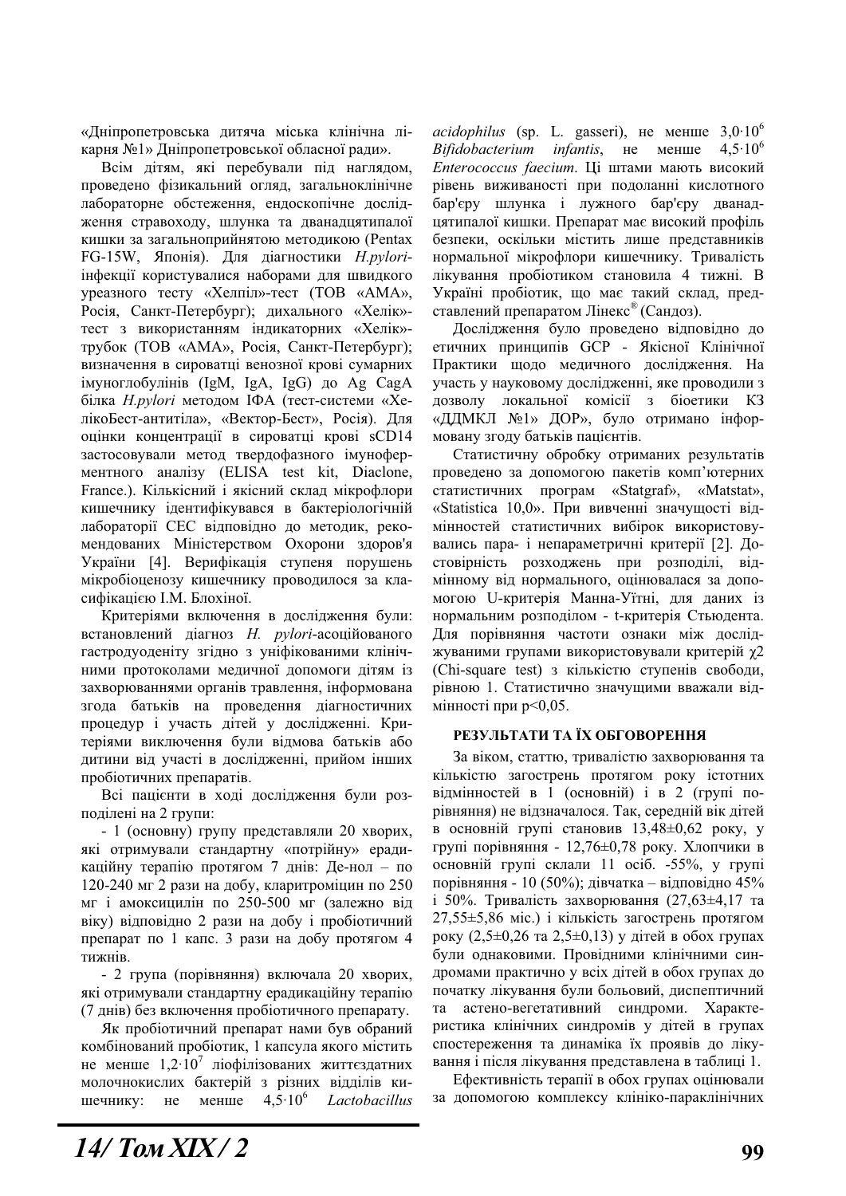«Дніпропетровська дитяча міська клінічна лікарня №1» Дніпропетровської обласної ради».

Всім дітям, які перебували під наглядом, проведено фізикальний огляд, загальноклінічне лабораторне обстеження, ендоскопічне дослідження стравоходу, шлунка та дванадцятипалої кишки за загальноприйнятою методикою (Pentax FG-15W, Японія). Для діагностики *H.pylori*-інфекції користувалися наборами для швидкого уреазного тесту «Хелпіл»-тест (ТОВ «АМА», Росія, Санкт-Петербург); дихального «Хелік»-тест з використанням індикаторних «Хелік»-трубок (ТОВ «АМА», Росія, Санкт-Петербург); визначення в сироватці венозної крові сумарних імуноглобулінів (IgM, IgA, IgG) до Ag CagA білка *H.pylori* методом ІФА (тест-системи «ХелікоБест-антитіла», «Вектор-Бест», Росія). Для оцінки концентрації в сироватці крові sCD14 застосовували метод твердофазного імуноферментного аналізу (ELISA test kit, Diaclone, France.). Кількісний і якісний склад мікрофлори кишечнику ідентифікувався в бактеріологічній лабораторії СЕС відповідно до методик, рекомендованих Міністерством Охорони здоров'я України [4]. Верифікація ступеня порушень мікробіоценозу кишечнику проводилося за класифікацією І.М. Блохіної.

Критеріями включення в дослідження були: встановлений діагноз *H. pylori*-асоційованого гастродуоденіту згідно з уніфікованими клінічними протоколами медичної допомоги дітям із захворюваннями органів травлення, інформована згода батьків на проведення діагностичних процедур і участь дітей у дослідженні. Критеріями виключення були відмова батьків або дитини від участі в дослідженні, прийом інших пробіотичних препаратів.

Всі пацієнти в ході дослідження були розподілені на 2 групи:

- 1 (основну) групу представляли 20 хворих, які отримували стандартну «потрійну» ерадикаційну терапію протягом 7 днів: Де-нол – по 120-240 мг 2 рази на добу, кларитроміцин по 250 мг і амоксицилін по 250-500 мг (залежно від віку) відповідно 2 рази на добу і пробіотичний препарат по 1 капс. 3 рази на добу протягом 4 тижнів.

- 2 група (порівняння) включала 20 хворих, які отримували стандартну ерадикаційну терапію (7 днів) без включення пробіотичного препарату.

Як пробіотичний препарат нами був обраний комбінований пробіотик, 1 капсула якого містить не менше $1{,}2 \cdot 10^7$ ліофілізованих життєздатних молочнокислих бактерій з різних відділів кишечнику: не менше $4{,}5 \cdot 10^6$ *Lactobacillus acidophilus* (sp. L. gasseri), не менше $3{,}0 \cdot 10^6$ *Bifidobacterium infantis*, не менше $4{,}5 \cdot 10^6$ *Enterococcus faecium*. Ці штами мають високий рівень виживаності при подоланні кислотного бар'єру шлунка і лужного бар'єру дванадцятипалої кишки. Препарат має високий профіль безпеки, оскільки містить лише представників нормальної мікрофлори кишечнику. Тривалість лікування пробіотиком становила 4 тижні. В Україні пробіотик, що має такий склад, представлений препаратом Лінекс® (Сандоз).

Дослідження було проведено відповідно до етичних принципів GCP - Якісної Клінічної Практики щодо медичного дослідження. На участь у науковому дослідженні, яке проводили з дозволу локальної комісії з біоетики КЗ «ДДМКЛ №1» ДОР», було отримано інформовану згоду батьків пацієнтів.

Статистичну обробку отриманих результатів проведено за допомогою пакетів комп'ютерних статистичних програм «Statgraf», «Matstat», «Statistica 10,0». При вивченні значущості відмінностей статистичних вибірок використовувались пара- і непараметричні критерії [2]. Достовірність розходжень при розподілі, відмінному від нормального, оцінювалася за допомогою U-критерія Манна-Уїтні, для даних із нормальним розподілом - t-критерія Стьюдента. Для порівняння частоти ознаки між досліджуваними групами використовували критерій $\chi 2$ (Chi-square test) з кількістю ступенів свободи, рівною 1. Статистично значущими вважали відмінності при $p<0{,}05$.

## РЕЗУЛЬТАТИ ТА ЇХ ОБГОВОРЕННЯ

За віком, статтю, тривалістю захворювання та кількістю загострень протягом року істотних відмінностей в 1 (основній) і в 2 (групі порівняння) не відзначалося. Так, середній вік дітей в основній групі становив $13{,}48 \pm 0{,}62$ року, у групі порівняння - $12{,}76 \pm 0{,}78$ року. Хлопчики в основній групі склали 11 осіб. -55%, у групі порівняння - 10 (50%); дівчатка – відповідно 45% і 50%. Тривалість захворювання ($27{,}63 \pm 4{,}17$ та $27{,}55 \pm 5{,}86$ міс.) і кількість загострень протягом року ($2{,}5 \pm 0{,}26$ та $2{,}5 \pm 0{,}13$) у дітей в обох групах були однаковими. Провідними клінічними синдромами практично у всіх дітей в обох групах до початку лікування були больовий, диспептичний та астено-вегетативний синдроми. Характеристика клінічних синдромів у дітей в групах спостереження та динаміка їх проявів до лікування і після лікування представлена в таблиці 1.

Ефективність терапії в обох групах оцінювали за допомогою комплексу клініко-параклінічних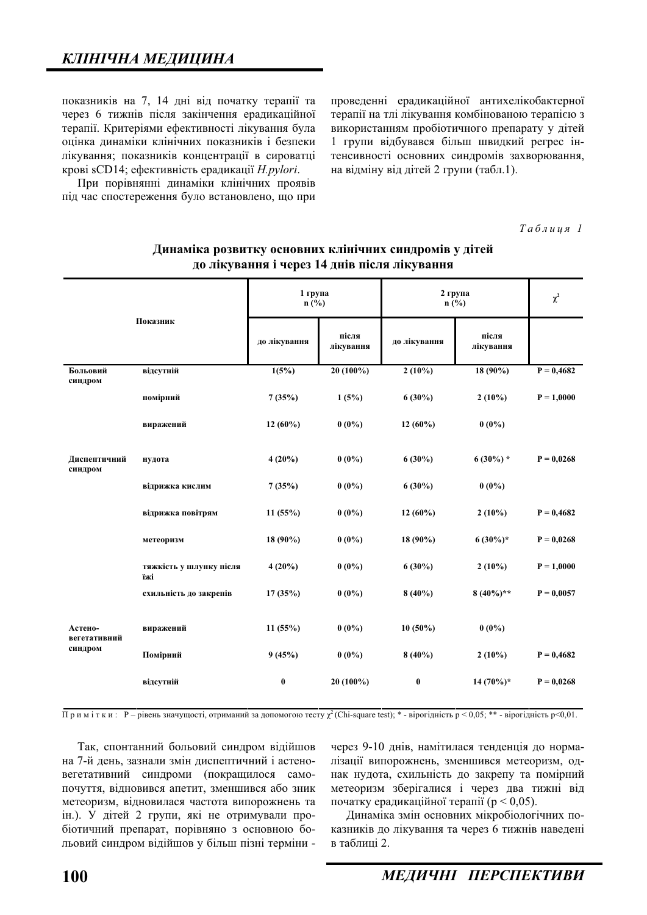показників на 7, 14 дні від початку терапії та через 6 тижнів після закінчення ерадикаційної терапії. Критеріями ефективності лікування була оцінка динаміки клінічних показників і безпеки лікування; показників концентрації в сироватці крові sCD14; ефективність ерадикації *H.pylori*.

При порівнянні динаміки клінічних проявів під час спостереження було встановлено, що при проведенні ерадикаційної антихелікобактерної терапії на тлі лікування комбінованою терапією з використанням пробіотичного препарату у дітей 1 групи відбувався більш швидкий регрес інтенсивності основних синдромів захворювання, на відміну від дітей 2 групи (табл.1).

*Таблиця 1*

**Динаміка розвитку основних клінічних синдромів у дітей до лікування і через 14 днів після лікування**

| Показник | | 1 група n (%) | | 2 група n (%) | | $\chi^2$ |
|---|---|---|---|---|---|---|
| | | до лікування | після лікування | до лікування | після лікування | |
| **Больовий синдром** | відсутній | 1(5%) | 20 (100%) | 2 (10%) | 18 (90%) | P = 0,4682 |
| | помірний | 7 (35%) | 1 (5%) | 6 (30%) | 2 (10%) | P = 1,0000 |
| | виражений | 12 (60%) | 0 (0%) | 12 (60%) | 0 (0%) | |
| **Диспептичний синдром** | нудота | 4 (20%) | 0 (0%) | 6 (30%) | 6 (30%) * | P = 0,0268 |
| | відрижка кислим | 7 (35%) | 0 (0%) | 6 (30%) | 0 (0%) | |
| | відрижка повітрям | 11 (55%) | 0 (0%) | 12 (60%) | 2 (10%) | P = 0,4682 |
| | метеоризм | 18 (90%) | 0 (0%) | 18 (90%) | 6 (30%)* | P = 0,0268 |
| | тяжкість у шлунку після їжі | 4 (20%) | 0 (0%) | 6 (30%) | 2 (10%) | P = 1,0000 |
| | схильність до закрепів | 17 (35%) | 0 (0%) | 8 (40%) | 8 (40%)** | P = 0,0057 |
| **Астено-вегетативний синдром** | виражений | 11 (55%) | 0 (0%) | 10 (50%) | 0 (0%) | |
| | Помірний | 9 (45%) | 0 (0%) | 8 (40%) | 2 (10%) | P = 0,4682 |
| | відсутній | 0 | 20 (100%) | 0 | 14 (70%)* | P = 0,0268 |

Примітки: P – рівень значущості, отриманий за допомогою тесту $\chi^2$ (Chi-square test); * - вірогідність $p < 0,05$; ** - вірогідність $p<0,01$.

Так, спонтанний больовий синдром відійшов на 7-й день, зазнали змін диспептичний і астеновегетативний синдроми (покращилося самопочуття, відновився апетит, зменшився або зник метеоризм, відновилася частота випорожнень та ін.). У дітей 2 групи, які не отримували пробіотичний препарат, порівняно з основною больовий синдром відійшов у більш пізні терміни - через 9-10 днів, намітилася тенденція до нормалізації випорожнень, зменшився метеоризм, однак нудота, схильність до закрепу та помірний метеоризм зберігалися і через два тижні від початку ерадикаційної терапії ($p < 0,05$).

Динаміка змін основних мікробіологічних показників до лікування та через 6 тижнів наведені в таблиці 2.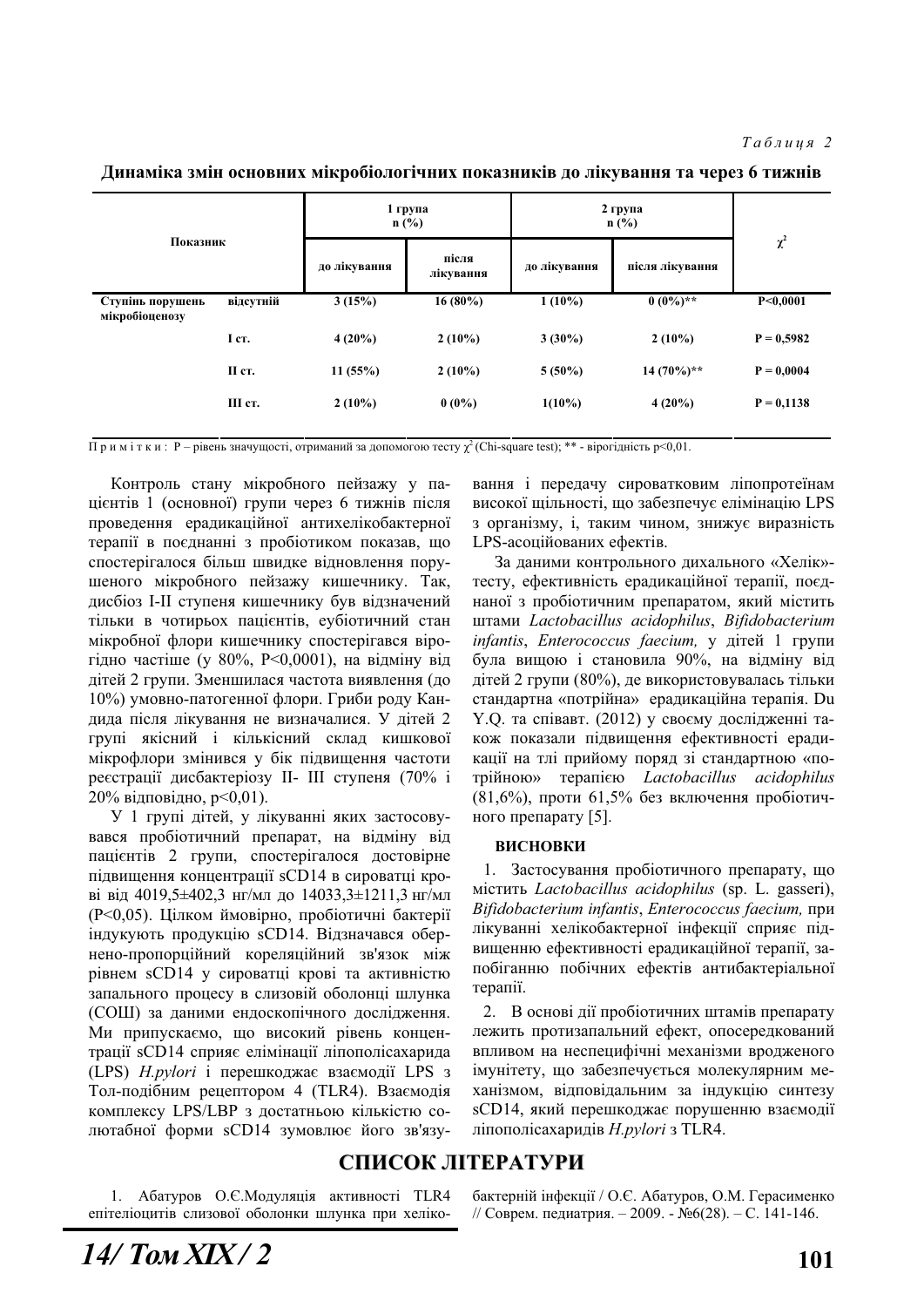*Таблиця 2*

**Динаміка змін основних мікробіологічних показників до лікування та через 6 тижнів**

| Показник | | 1 група n (%) | | 2 група n (%) | | $\chi^2$ |
|---|---|---|---|---|---|---|
| | | до лікування | після лікування | до лікування | після лікування | |
| Ступінь порушень мікробіоценозу | відсутній | 3 (15%) | 16 (80%) | 1 (10%) | 0 (0%)** | P<0,0001 |
| | I ст. | 4 (20%) | 2 (10%) | 3 (30%) | 2 (10%) | P = 0,5982 |
| | II ст. | 11 (55%) | 2 (10%) | 5 (50%) | 14 (70%)** | P = 0,0004 |
| | III ст. | 2 (10%) | 0 (0%) | 1(10%) | 4 (20%) | P = 0,1138 |

Примітки: Р – рівень значущості, отриманий за допомогою тесту $\chi^2$ (Chi-square test); ** - вірогідність p<0,01.

Контроль стану мікробного пейзажу у пацієнтів 1 (основної) групи через 6 тижнів після проведення ерадикаційної антихелікобактерної терапії в поєднанні з пробіотиком показав, що спостерігалося більш швидке відновлення порушеного мікробного пейзажу кишечнику. Так, дисбіоз I-II ступеня кишечнику був відзначений тільки в чотирьох пацієнтів, еубіотичний стан мікробної флори кишечнику спостерігався вірогідно частіше (у 80%, P<0,0001), на відміну від дітей 2 групи. Зменшилася частота виявлення (до 10%) умовно-патогенної флори. Гриби роду Кандида після лікування не визначалися. У дітей 2 групі якісний і кількісний склад кишкової мікрофлори змінився у бік підвищення частоти реєстрації дисбактеріозу II- III ступеня (70% і 20% відповідно, p<0,01).

У 1 групі дітей, у лікуванні яких застосовувався пробіотичний препарат, на відміну від пацієнтів 2 групи, спостерігалося достовірне підвищення концентрації sCD14 в сироватці крові від 4019,5±402,3 нг/мл до 14033,3±1211,3 нг/мл (P<0,05). Цілком ймовірно, пробіотичні бактерії індукують продукцію sCD14. Відзначався обернено-пропорційний кореляційний зв'язок між рівнем sCD14 у сироватці крові та активністю запального процесу в слизовій оболонці шлунка (СОШ) за даними ендоскопічного дослідження. Ми припускаємо, що високий рівень концентрації sCD14 сприяє елімінації ліпополісахарида (LPS) *H.pylori* і перешкоджає взаємодії LPS з Тол-подібним рецептором 4 (TLR4). Взаємодія комплексу LPS/LBP з достатньою кількістю солютабної форми sCD14 зумовлює його зв'язування і передачу сироватковим ліпопротеїнам високої щільності, що забезпечує елімінацію LPS з організму, і, таким чином, знижує виразність LPS-асоційованих ефектів.

За даними контрольного дихального «Хелік»-тесту, ефективність ерадикаційної терапії, поєднаної з пробіотичним препаратом, який містить штами *Lactobacillus acidophilus*, *Bifidobacterium infantis*, *Enterococcus faecium,* у дітей 1 групи була вищою і становила 90%, на відміну від дітей 2 групи (80%), де використовувалась тільки стандартна «потрійна» ерадикаційна терапія. Du Y.Q. та співавт. (2012) у своєму дослідженні також показали підвищення ефективності ерадикації на тлі прийому поряд зі стандартною «потрійною» терапією *Lactobacillus acidophilus* (81,6%), проти 61,5% без включення пробіотичного препарату [5].

## ВИСНОВКИ

1. Застосування пробіотичного препарату, що містить *Lactobacillus acidophilus* (sp. L. gasseri), *Bifidobacterium infantis*, *Enterococcus faecium,* при лікуванні хелікобактерної інфекції сприяє підвищенню ефективності ерадикаційної терапії, запобіганню побічних ефектів антибактеріальної терапії.
2. В основі дії пробіотичних штамів препарату лежить протизапальний ефект, опосередкований впливом на неспецифічні механізми вродженого імунітету, що забезпечується молекулярним механізмом, відповідальним за індукцію синтезу sCD14, який перешкоджає порушенню взаємодії ліпополісахаридів *H.pylori* з TLR4.

## СПИСОК ЛІТЕРАТУРИ

1. Абатуров О.Є.Модуляція активности TLR4 епітеліоцитів слизової оболонки шлунка при хелікобактерній інфекції / О.Є. Абатуров, О.М. Герасименко // Соврем. педиатрия. – 2009. - №6(28). – С. 141-146.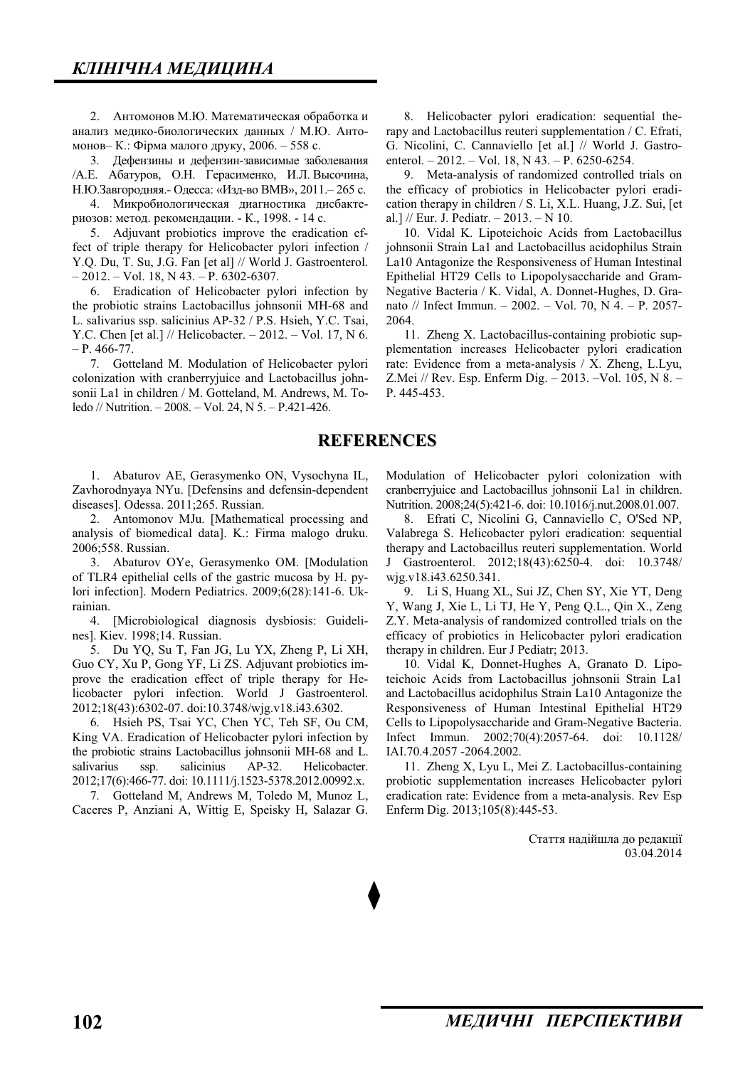2. Антомонов М.Ю. Математическая обработка и анализ медико-биологических данных / М.Ю. Антомонов– К.: Фірма малого друку, 2006. – 558 с.

3. Дефензины и дефензин-зависимые заболевания /А.Е. Абатуров, О.Н. Герасименко, И.Л. Высочина, Н.Ю.Завгородняя.- Одесса: «Изд-во ВМВ», 2011.– 265 с.

4. Микробиологическая диагностика дисбактериозов: метод. рекомендации. - К., 1998. - 14 с.

5. Adjuvant probiotics improve the eradication effect of triple therapy for Helicobacter pylori infection / Y.Q. Du, T. Su, J.G. Fan [et al] // World J. Gastroenterol. – 2012. – Vol. 18, N 43. – P. 6302-6307.

6. Eradication of Helicobacter pylori infection by the probiotic strains Lactobacillus johnsonii MH-68 and L. salivarius ssp. salicinius AP-32 / P.S. Hsieh, Y.C. Tsai, Y.C. Chen [et al.] // Helicobacter. – 2012. – Vol. 17, N 6. – P. 466-77.

7. Gotteland M. Modulation of Helicobacter pylori colonization with cranberryjuice and Lactobacillus johnsonii La1 in children / M. Gotteland, M. Andrews, M. Toledo // Nutrition. – 2008. – Vol. 24, N 5. – P.421-426.

8. Helicobacter pylori eradication: sequential therapy and Lactobacillus reuteri supplementation / C. Efrati, G. Nicolini, C. Cannaviello [et al.] // World J. Gastroenterol. – 2012. – Vol. 18, N 43. – P. 6250-6254.

9. Meta-analysis of randomized controlled trials on the efficacy of probiotics in Helicobacter pylori eradication therapy in children / S. Li, X.L. Huang, J.Z. Sui, [et al.] // Eur. J. Pediatr. – 2013. – N 10.

10. Vidal K. Lipoteichoic Acids from Lactobacillus johnsonii Strain La1 and Lactobacillus acidophilus Strain La10 Antagonize the Responsiveness of Human Intestinal Epithelial HT29 Cells to Lipopolysaccharide and Gram-Negative Bacteria / K. Vidal, A. Donnet-Hughes, D. Granato // Infect Immun. – 2002. – Vol. 70, N 4. – P. 2057-2064.

11. Zheng X. Lactobacillus-containing probiotic supplementation increases Helicobacter pylori eradication rate: Evidence from a meta-analysis / X. Zheng, L.Lyu, Z.Mei // Rev. Esp. Enferm Dig. – 2013. –Vol. 105, N 8. – P. 445-453.

## REFERENCES

1. Abaturov AE, Gerasymenko ON, Vysochyna IL, Zavhorodnyaya NYu. [Defensins and defensin-dependent diseases]. Odessa. 2011;265. Russian.

2. Antomonov MJu. [Mathematical processing and analysis of biomedical data]. K.: Firma malogo druku. 2006;558. Russian.

3. Abaturov OYe, Gerasymenko OM. [Modulation of TLR4 epithelial cells of the gastric mucosa by H. pylori infection]. Modern Pediatrics. 2009;6(28):141-6. Ukrainian.

4. [Microbiological diagnosis dysbiosis: Guidelines]. Kiev. 1998;14. Russian.

5. Du YQ, Su T, Fan JG, Lu YX, Zheng P, Li XH, Guo CY, Xu P, Gong YF, Li ZS. Adjuvant probiotics improve the eradication effect of triple therapy for Helicobacter pylori infection. World J Gastroenterol. 2012;18(43):6302-07. doi:10.3748/wjg.v18.i43.6302.

6. Hsieh PS, Tsai YC, Chen YC, Teh SF, Ou CM, King VA. Eradication of Helicobacter pylori infection by the probiotic strains Lactobacillus johnsonii MH-68 and L. salivarius ssp. salicinius AP-32. Helicobacter. 2012;17(6):466-77. doi: 10.1111/j.1523-5378.2012.00992.x.

7. Gotteland M, Andrews M, Toledo M, Munoz L, Caceres P, Anziani A, Wittig E, Speisky H, Salazar G. Modulation of Helicobacter pylori colonization with cranberryjuice and Lactobacillus johnsonii La1 in children. Nutrition. 2008;24(5):421-6. doi: 10.1016/j.nut.2008.01.007.

8. Efrati C, Nicolini G, Cannaviello C, O'Sed NP, Valabrega S. Helicobacter pylori eradication: sequential therapy and Lactobacillus reuteri supplementation. World J Gastroenterol. 2012;18(43):6250-4. doi: 10.3748/ wjg.v18.i43.6250.341.

9. Li S, Huang XL, Sui JZ, Chen SY, Xie YT, Deng Y, Wang J, Xie L, Li TJ, He Y, Peng Q.L., Qin X., Zeng Z.Y. Meta-analysis of randomized controlled trials on the efficacy of probiotics in Helicobacter pylori eradication therapy in children. Eur J Pediatr; 2013.

10. Vidal K, Donnet-Hughes A, Granato D. Lipoteichoic Acids from Lactobacillus johnsonii Strain La1 and Lactobacillus acidophilus Strain La10 Antagonize the Responsiveness of Human Intestinal Epithelial HT29 Cells to Lipopolysaccharide and Gram-Negative Bacteria. Infect Immun. 2002;70(4):2057-64. doi: 10.1128/ IAI.70.4.2057 -2064.2002.

11. Zheng X, Lyu L, Mei Z. Lactobacillus-containing probiotic supplementation increases Helicobacter pylori eradication rate: Evidence from a meta-analysis. Rev Esp Enferm Dig. 2013;105(8):445-53.

Стаття надійшла до редакції
03.04.2014